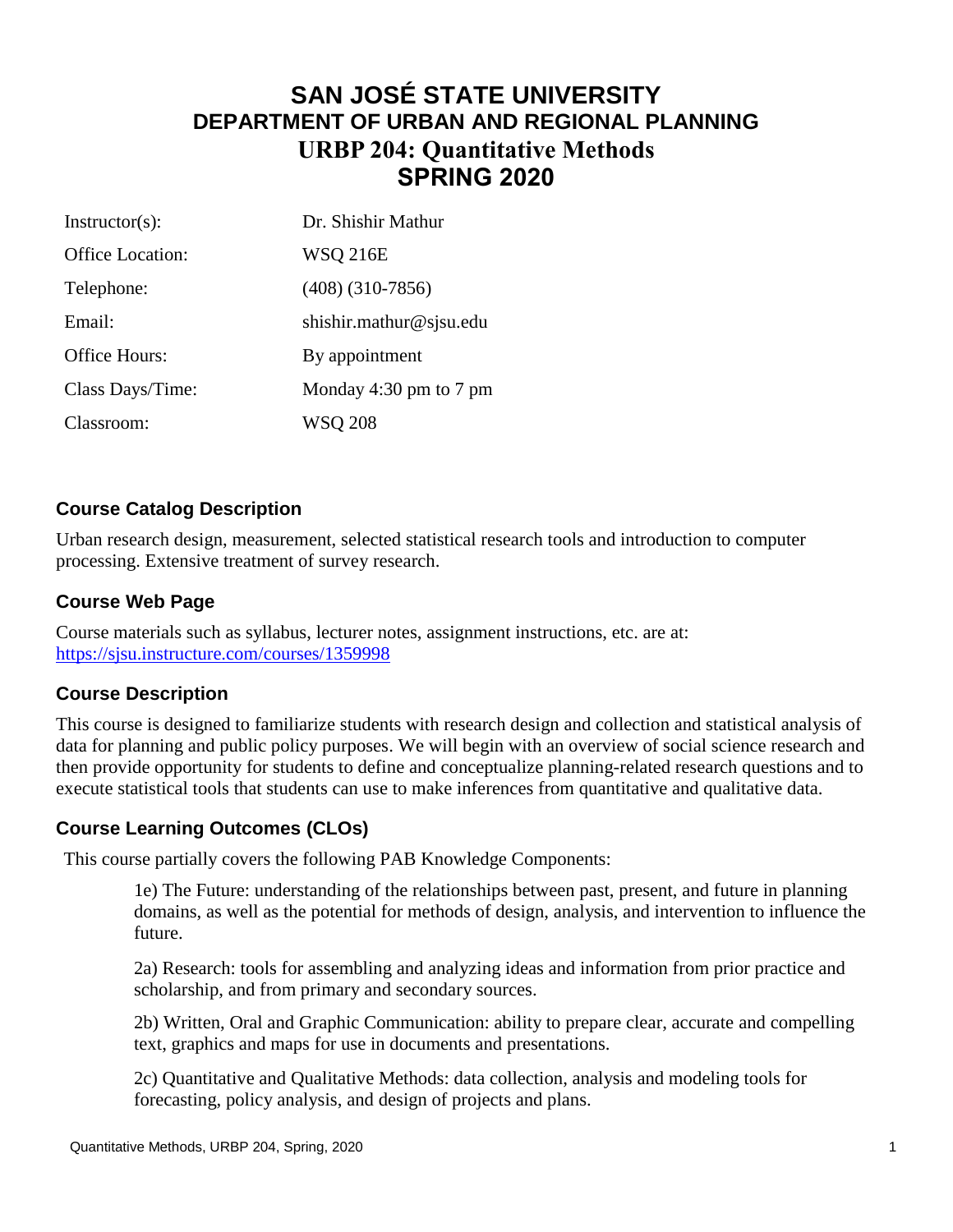# SAN JOSÉ STATE UNIVERSITY
## DEPARTMENT OF URBAN AND REGIONAL PLANNING
## URBP 204: Quantitative Methods
## SPRING 2020

| | |
|---|---|
| Instructor(s): | Dr. Shishir Mathur |
| Office Location: | WSQ 216E |
| Telephone: | (408) (310-7856) |
| Email: | shishir.mathur@sjsu.edu |
| Office Hours: | By appointment |
| Class Days/Time: | Monday 4:30 pm to 7 pm |
| Classroom: | WSQ 208 |

### Course Catalog Description

Urban research design, measurement, selected statistical research tools and introduction to computer processing. Extensive treatment of survey research.

### Course Web Page

Course materials such as syllabus, lecturer notes, assignment instructions, etc. are at: [https://sjsu.instructure.com/courses/1359998](https://sjsu.instructure.com/courses/1359998)

### Course Description

This course is designed to familiarize students with research design and collection and statistical analysis of data for planning and public policy purposes. We will begin with an overview of social science research and then provide opportunity for students to define and conceptualize planning-related research questions and to execute statistical tools that students can use to make inferences from quantitative and qualitative data.

### Course Learning Outcomes (CLOs)

This course partially covers the following PAB Knowledge Components:

1e) The Future: understanding of the relationships between past, present, and future in planning domains, as well as the potential for methods of design, analysis, and intervention to influence the future.

2a) Research: tools for assembling and analyzing ideas and information from prior practice and scholarship, and from primary and secondary sources.

2b) Written, Oral and Graphic Communication: ability to prepare clear, accurate and compelling text, graphics and maps for use in documents and presentations.

2c) Quantitative and Qualitative Methods: data collection, analysis and modeling tools for forecasting, policy analysis, and design of projects and plans.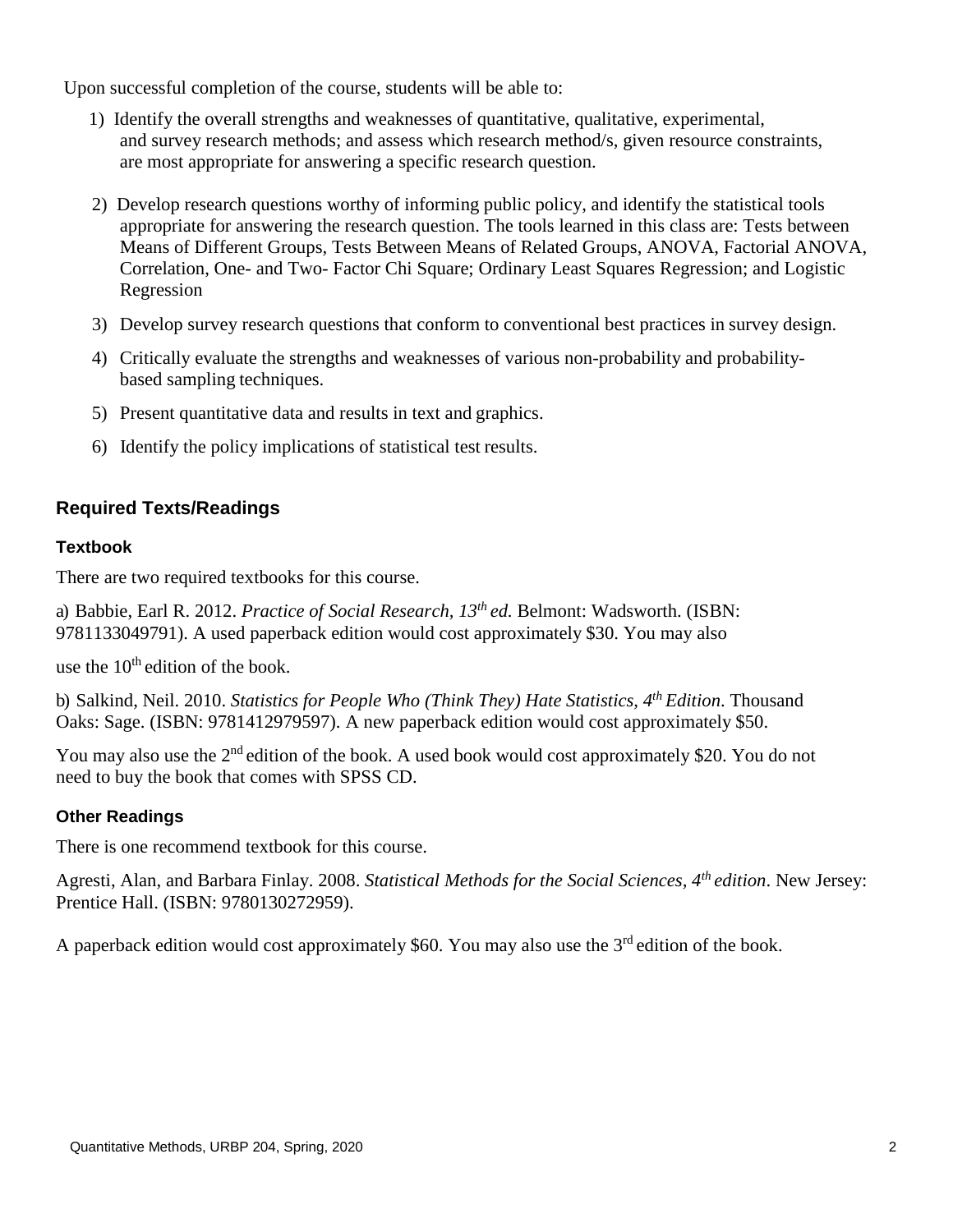Upon successful completion of the course, students will be able to:

1) Identify the overall strengths and weaknesses of quantitative, qualitative, experimental, and survey research methods; and assess which research method/s, given resource constraints, are most appropriate for answering a specific research question.

2) Develop research questions worthy of informing public policy, and identify the statistical tools appropriate for answering the research question. The tools learned in this class are: Tests between Means of Different Groups, Tests Between Means of Related Groups, ANOVA, Factorial ANOVA, Correlation, One- and Two- Factor Chi Square; Ordinary Least Squares Regression; and Logistic Regression

3) Develop survey research questions that conform to conventional best practices in survey design.

4) Critically evaluate the strengths and weaknesses of various non-probability and probability-based sampling techniques.

5) Present quantitative data and results in text and graphics.

6) Identify the policy implications of statistical test results.

## Required Texts/Readings

### Textbook

There are two required textbooks for this course.

a) Babbie, Earl R. 2012. *Practice of Social Research, 13th ed.* Belmont: Wadsworth. (ISBN: 9781133049791). A used paperback edition would cost approximately $30. You may also

use the 10th edition of the book.

b) Salkind, Neil. 2010. *Statistics for People Who (Think They) Hate Statistics, 4th Edition*. Thousand Oaks: Sage. (ISBN: 9781412979597). A new paperback edition would cost approximately $50.

You may also use the 2nd edition of the book. A used book would cost approximately $20. You do not need to buy the book that comes with SPSS CD.

### Other Readings

There is one recommend textbook for this course.

Agresti, Alan, and Barbara Finlay. 2008. *Statistical Methods for the Social Sciences, 4th edition*. New Jersey: Prentice Hall. (ISBN: 9780130272959).

A paperback edition would cost approximately $60. You may also use the 3rd edition of the book.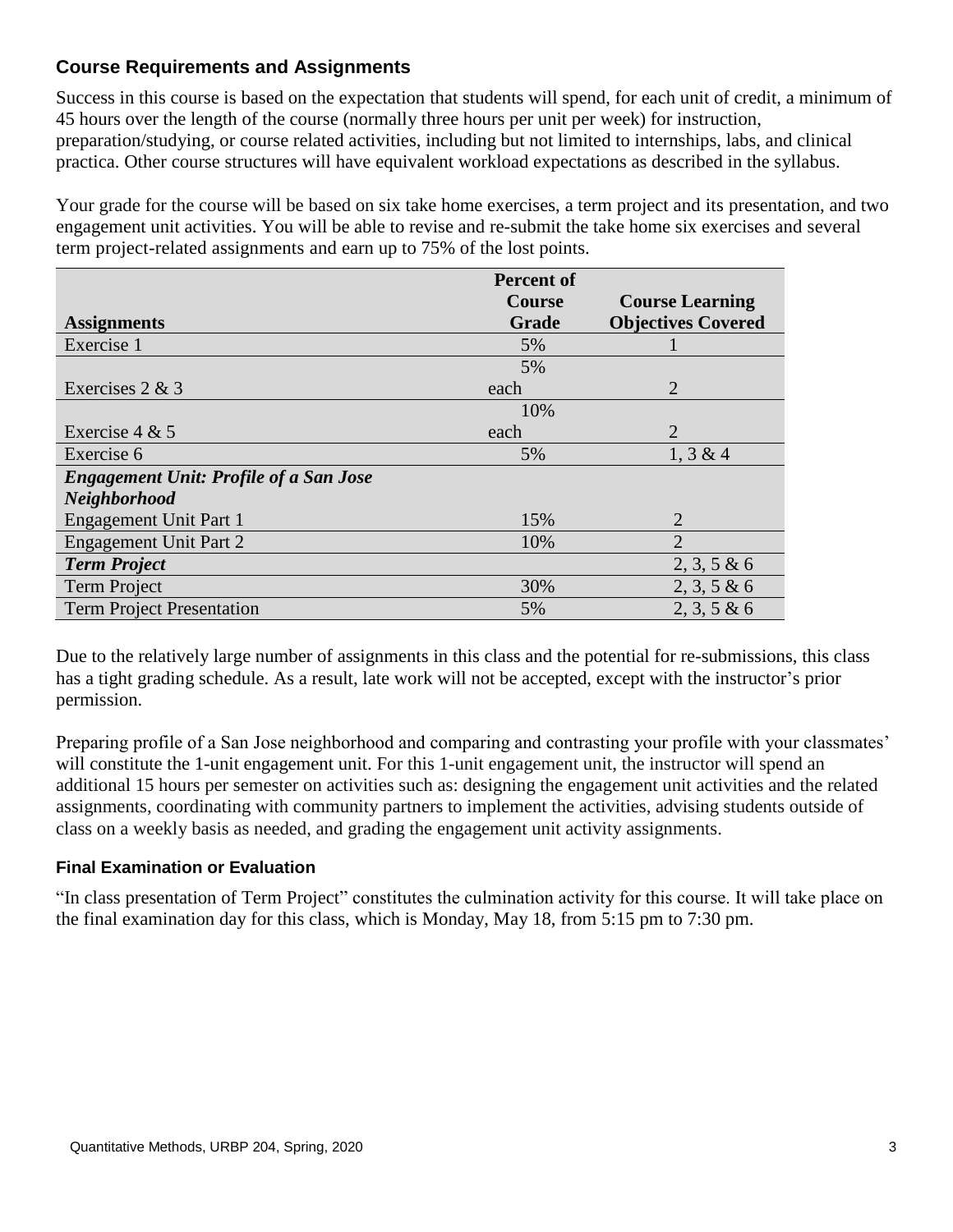### Course Requirements and Assignments

Success in this course is based on the expectation that students will spend, for each unit of credit, a minimum of 45 hours over the length of the course (normally three hours per unit per week) for instruction, preparation/studying, or course related activities, including but not limited to internships, labs, and clinical practica. Other course structures will have equivalent workload expectations as described in the syllabus.

Your grade for the course will be based on six take home exercises, a term project and its presentation, and two engagement unit activities. You will be able to revise and re-submit the take home six exercises and several term project-related assignments and earn up to 75% of the lost points.

| Assignments | Percent of Course Grade | Course Learning Objectives Covered |
|---|---|---|
| Exercise 1 | 5% | 1 |
| Exercises 2 & 3 | 5% each | 2 |
| Exercise 4 & 5 | 10% each | 2 |
| Exercise 6 | 5% | 1, 3 & 4 |
| ***Engagement Unit: Profile of a San Jose Neighborhood*** | | |
| Engagement Unit Part 1 | 15% | 2 |
| Engagement Unit Part 2 | 10% | 2 |
| ***Term Project*** | | 2, 3, 5 & 6 |
| Term Project | 30% | 2, 3, 5 & 6 |
| Term Project Presentation | 5% | 2, 3, 5 & 6 |

Due to the relatively large number of assignments in this class and the potential for re-submissions, this class has a tight grading schedule. As a result, late work will not be accepted, except with the instructor's prior permission.

Preparing profile of a San Jose neighborhood and comparing and contrasting your profile with your classmates' will constitute the 1-unit engagement unit. For this 1-unit engagement unit, the instructor will spend an additional 15 hours per semester on activities such as: designing the engagement unit activities and the related assignments, coordinating with community partners to implement the activities, advising students outside of class on a weekly basis as needed, and grading the engagement unit activity assignments.

#### Final Examination or Evaluation

"In class presentation of Term Project" constitutes the culmination activity for this course. It will take place on the final examination day for this class, which is Monday, May 18, from 5:15 pm to 7:30 pm.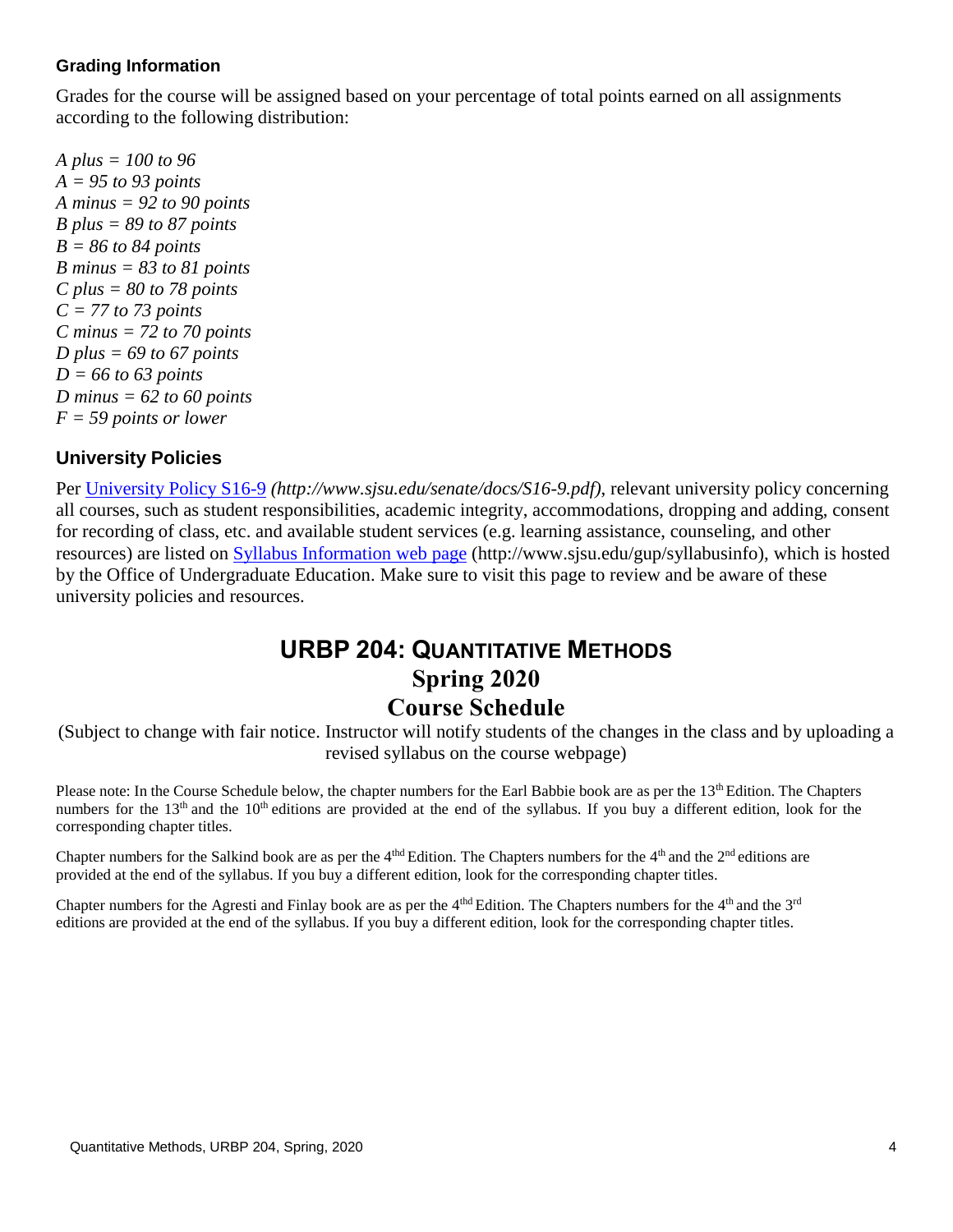### Grading Information

Grades for the course will be assigned based on your percentage of total points earned on all assignments according to the following distribution:

*A plus = 100 to 96*
*A = 95 to 93 points*
*A minus = 92 to 90 points*
*B plus = 89 to 87 points*
*B = 86 to 84 points*
*B minus = 83 to 81 points*
*C plus = 80 to 78 points*
*C = 77 to 73 points*
*C minus = 72 to 70 points*
*D plus = 69 to 67 points*
*D = 66 to 63 points*
*D minus = 62 to 60 points*
*F = 59 points or lower*

### University Policies

Per [University Policy S16-9](http://www.sjsu.edu/senate/docs/S16-9.pdf) *(http://www.sjsu.edu/senate/docs/S16-9.pdf)*, relevant university policy concerning all courses, such as student responsibilities, academic integrity, accommodations, dropping and adding, consent for recording of class, etc. and available student services (e.g. learning assistance, counseling, and other resources) are listed on [Syllabus Information web page](http://www.sjsu.edu/gup/syllabusinfo) (http://www.sjsu.edu/gup/syllabusinfo), which is hosted by the Office of Undergraduate Education. Make sure to visit this page to review and be aware of these university policies and resources.

## URBP 204: Quantitative Methods
## Spring 2020
## Course Schedule

(Subject to change with fair notice. Instructor will notify students of the changes in the class and by uploading a revised syllabus on the course webpage)

Please note: In the Course Schedule below, the chapter numbers for the Earl Babbie book are as per the 13th Edition. The Chapters numbers for the 13th and the 10th editions are provided at the end of the syllabus. If you buy a different edition, look for the corresponding chapter titles.

Chapter numbers for the Salkind book are as per the 4thd Edition. The Chapters numbers for the 4th and the 2nd editions are provided at the end of the syllabus. If you buy a different edition, look for the corresponding chapter titles.

Chapter numbers for the Agresti and Finlay book are as per the 4thd Edition. The Chapters numbers for the 4th and the 3rd editions are provided at the end of the syllabus. If you buy a different edition, look for the corresponding chapter titles.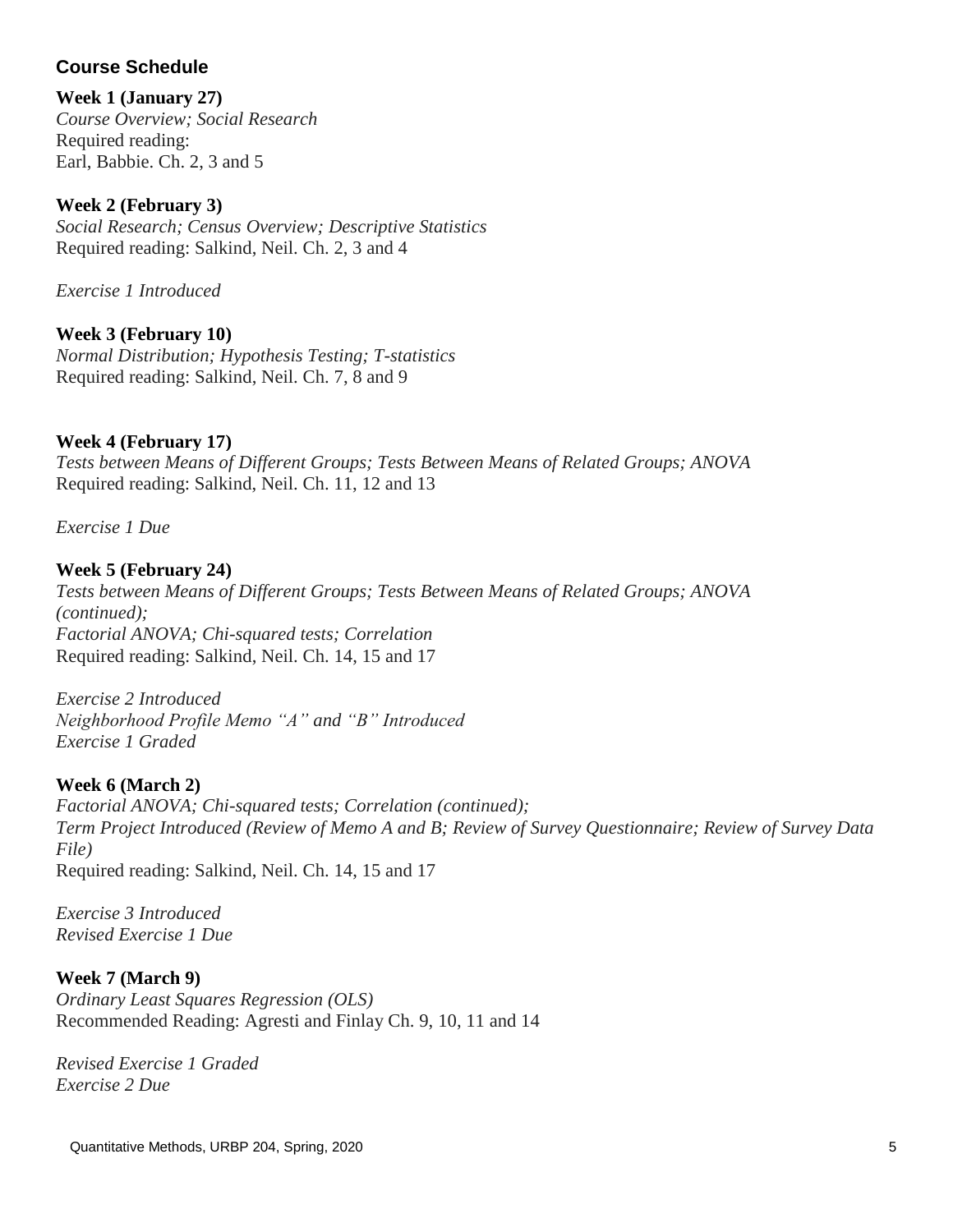## Course Schedule

**Week 1 (January 27)**
*Course Overview; Social Research*
Required reading:
Earl, Babbie. Ch. 2, 3 and 5

**Week 2 (February 3)**
*Social Research; Census Overview; Descriptive Statistics*
Required reading: Salkind, Neil. Ch. 2, 3 and 4

*Exercise 1 Introduced*

**Week 3 (February 10)**
*Normal Distribution; Hypothesis Testing; T-statistics*
Required reading: Salkind, Neil. Ch. 7, 8 and 9

**Week 4 (February 17)**
*Tests between Means of Different Groups; Tests Between Means of Related Groups; ANOVA*
Required reading: Salkind, Neil. Ch. 11, 12 and 13

*Exercise 1 Due*

**Week 5 (February 24)**
*Tests between Means of Different Groups; Tests Between Means of Related Groups; ANOVA (continued);*
*Factorial ANOVA; Chi-squared tests; Correlation*
Required reading: Salkind, Neil. Ch. 14, 15 and 17

*Exercise 2 Introduced*
*Neighborhood Profile Memo "A" and "B" Introduced*
*Exercise 1 Graded*

**Week 6 (March 2)**
*Factorial ANOVA; Chi-squared tests; Correlation (continued);*
*Term Project Introduced (Review of Memo A and B; Review of Survey Questionnaire; Review of Survey Data File)*
Required reading: Salkind, Neil. Ch. 14, 15 and 17

*Exercise 3 Introduced*
*Revised Exercise 1 Due*

**Week 7 (March 9)**
*Ordinary Least Squares Regression (OLS)*
Recommended Reading: Agresti and Finlay Ch. 9, 10, 11 and 14

*Revised Exercise 1 Graded*
*Exercise 2 Due*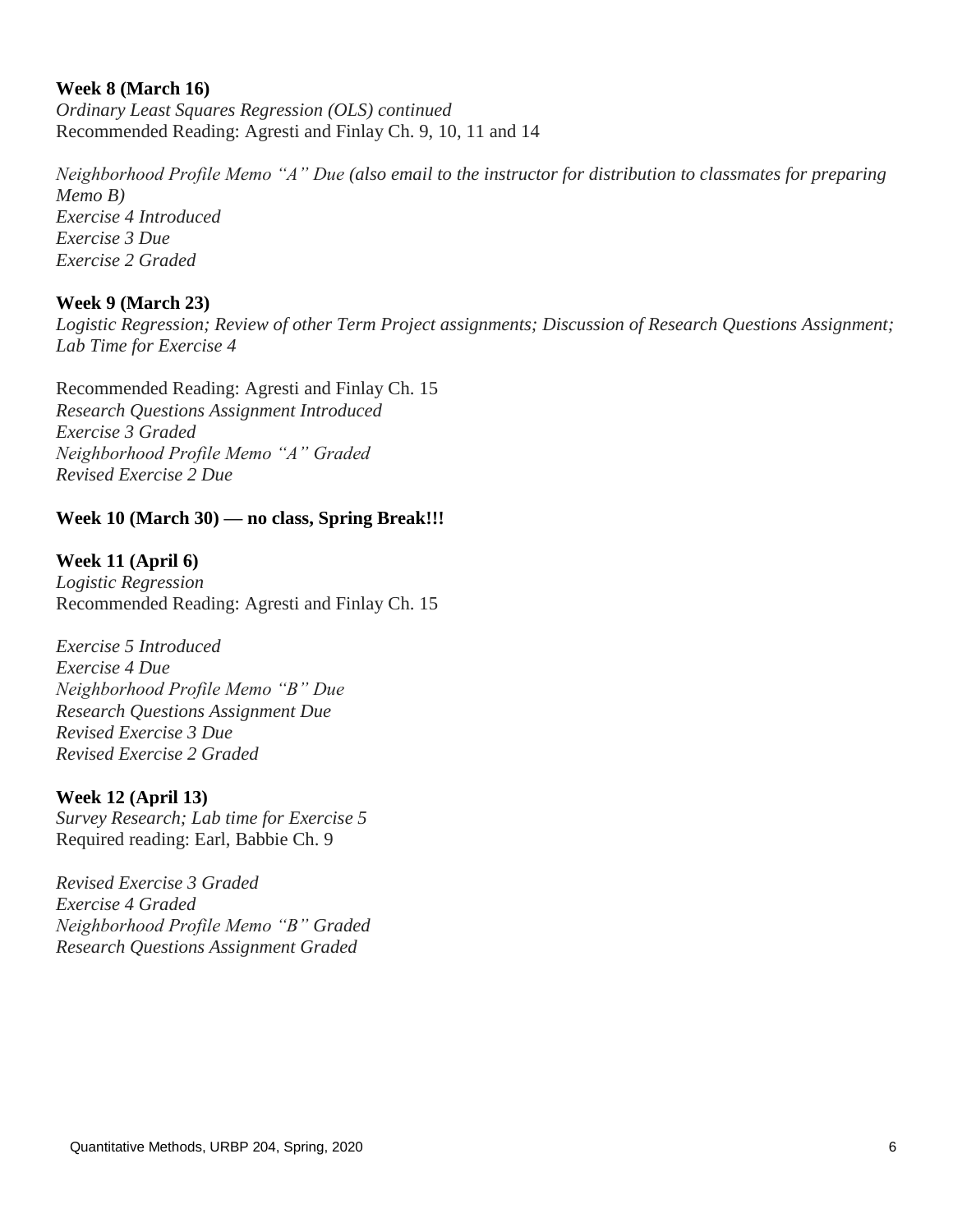**Week 8 (March 16)**
*Ordinary Least Squares Regression (OLS) continued*
Recommended Reading: Agresti and Finlay Ch. 9, 10, 11 and 14

*Neighborhood Profile Memo "A" Due (also email to the instructor for distribution to classmates for preparing Memo B)*
*Exercise 4 Introduced*
*Exercise 3 Due*
*Exercise 2 Graded*

**Week 9 (March 23)**
*Logistic Regression; Review of other Term Project assignments; Discussion of Research Questions Assignment; Lab Time for Exercise 4*

Recommended Reading: Agresti and Finlay Ch. 15
*Research Questions Assignment Introduced*
*Exercise 3 Graded*
*Neighborhood Profile Memo "A" Graded*
*Revised Exercise 2 Due*

**Week 10 (March 30) — no class, Spring Break!!!**

**Week 11 (April 6)**
*Logistic Regression*
Recommended Reading: Agresti and Finlay Ch. 15

*Exercise 5 Introduced*
*Exercise 4 Due*
*Neighborhood Profile Memo "B" Due*
*Research Questions Assignment Due*
*Revised Exercise 3 Due*
*Revised Exercise 2 Graded*

**Week 12 (April 13)**
*Survey Research; Lab time for Exercise 5*
Required reading: Earl, Babbie Ch. 9

*Revised Exercise 3 Graded*
*Exercise 4 Graded*
*Neighborhood Profile Memo "B" Graded*
*Research Questions Assignment Graded*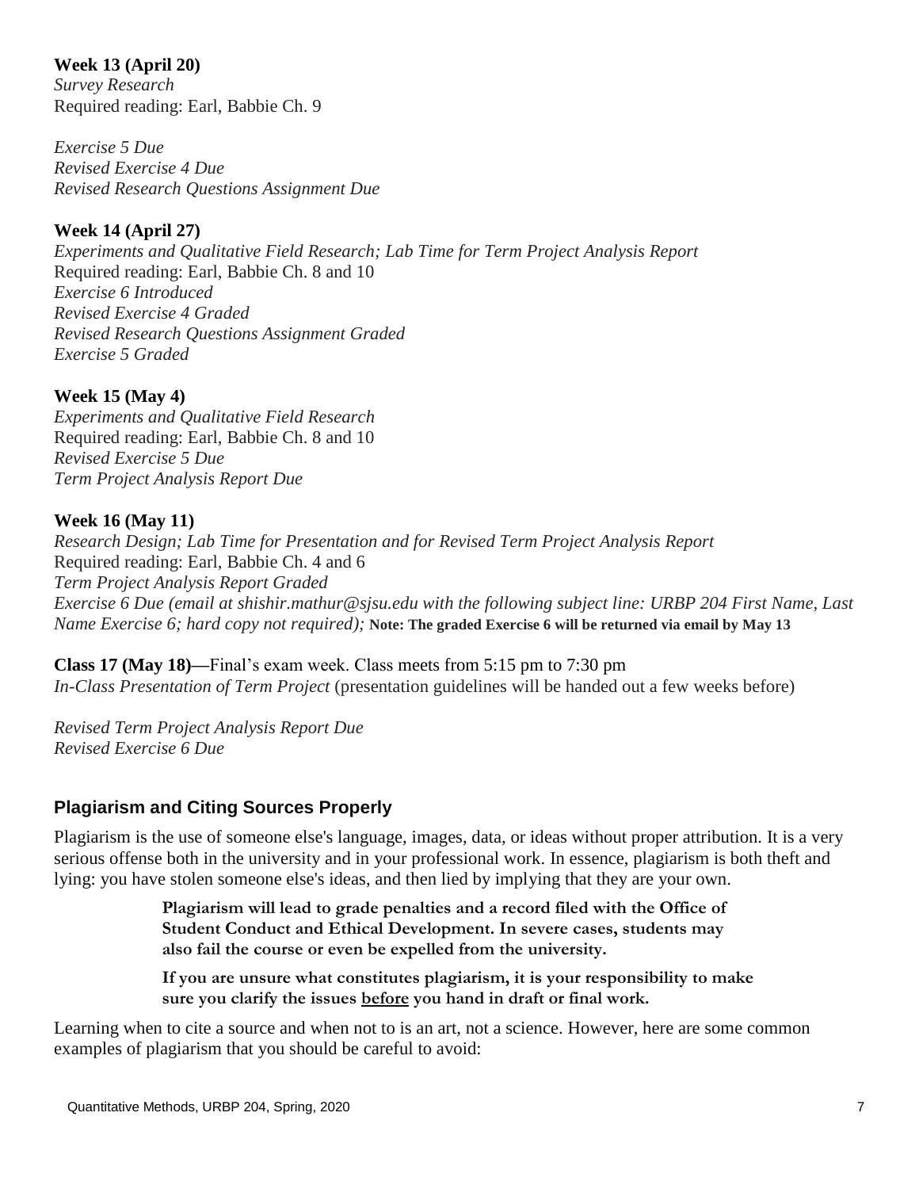**Week 13 (April 20)**
*Survey Research*
Required reading: Earl, Babbie Ch. 9

*Exercise 5 Due*
*Revised Exercise 4 Due*
*Revised Research Questions Assignment Due*

**Week 14 (April 27)**
*Experiments and Qualitative Field Research; Lab Time for Term Project Analysis Report*
Required reading: Earl, Babbie Ch. 8 and 10
*Exercise 6 Introduced*
*Revised Exercise 4 Graded*
*Revised Research Questions Assignment Graded*
*Exercise 5 Graded*

**Week 15 (May 4)**
*Experiments and Qualitative Field Research*
Required reading: Earl, Babbie Ch. 8 and 10
*Revised Exercise 5 Due*
*Term Project Analysis Report Due*

**Week 16 (May 11)**
*Research Design; Lab Time for Presentation and for Revised Term Project Analysis Report*
Required reading: Earl, Babbie Ch. 4 and 6
*Term Project Analysis Report Graded*
*Exercise 6 Due (email at shishir.mathur@sjsu.edu with the following subject line: URBP 204 First Name, Last Name Exercise 6; hard copy not required);* **Note: The graded Exercise 6 will be returned via email by May 13**

**Class 17 (May 18)—**Final's exam week. Class meets from 5:15 pm to 7:30 pm
*In-Class Presentation of Term Project* (presentation guidelines will be handed out a few weeks before)

*Revised Term Project Analysis Report Due*
*Revised Exercise 6 Due*

## Plagiarism and Citing Sources Properly

Plagiarism is the use of someone else's language, images, data, or ideas without proper attribution. It is a very serious offense both in the university and in your professional work. In essence, plagiarism is both theft and lying: you have stolen someone else's ideas, and then lied by implying that they are your own.

> **Plagiarism will lead to grade penalties and a record filed with the Office of Student Conduct and Ethical Development. In severe cases, students may also fail the course or even be expelled from the university.**
>
> **If you are unsure what constitutes plagiarism, it is your responsibility to make sure you clarify the issues <u>before</u> you hand in draft or final work.**

Learning when to cite a source and when not to is an art, not a science. However, here are some common examples of plagiarism that you should be careful to avoid: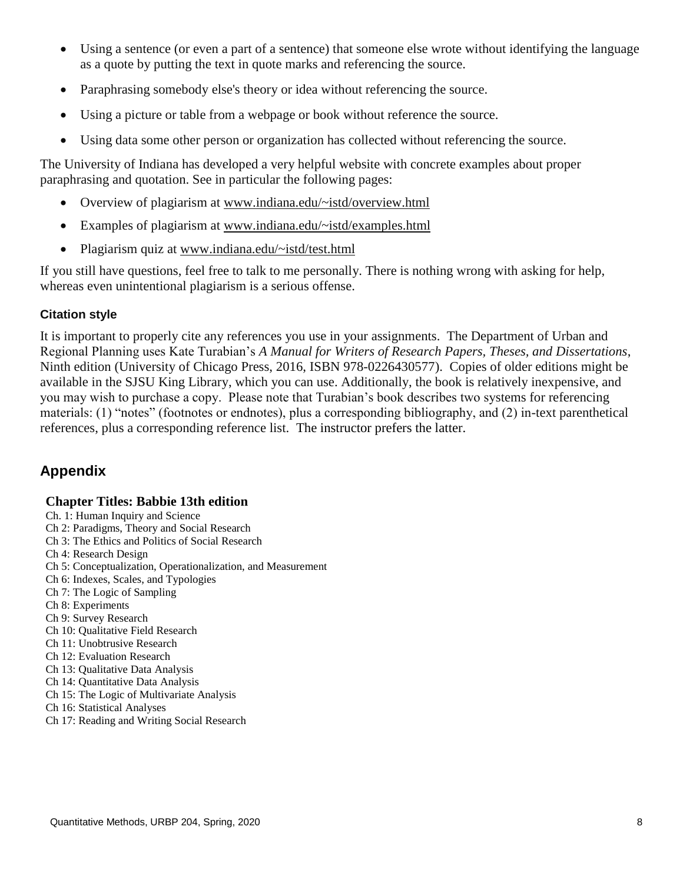- Using a sentence (or even a part of a sentence) that someone else wrote without identifying the language as a quote by putting the text in quote marks and referencing the source.
- Paraphrasing somebody else's theory or idea without referencing the source.
- Using a picture or table from a webpage or book without reference the source.
- Using data some other person or organization has collected without referencing the source.

The University of Indiana has developed a very helpful website with concrete examples about proper paraphrasing and quotation. See in particular the following pages:

- Overview of plagiarism at www.indiana.edu/~istd/overview.html
- Examples of plagiarism at www.indiana.edu/~istd/examples.html
- Plagiarism quiz at www.indiana.edu/~istd/test.html

If you still have questions, feel free to talk to me personally. There is nothing wrong with asking for help, whereas even unintentional plagiarism is a serious offense.

### Citation style

It is important to properly cite any references you use in your assignments. The Department of Urban and Regional Planning uses Kate Turabian's *A Manual for Writers of Research Papers, Theses, and Dissertations*, Ninth edition (University of Chicago Press, 2016, ISBN 978-0226430577). Copies of older editions might be available in the SJSU King Library, which you can use. Additionally, the book is relatively inexpensive, and you may wish to purchase a copy. Please note that Turabian's book describes two systems for referencing materials: (1) "notes" (footnotes or endnotes), plus a corresponding bibliography, and (2) in-text parenthetical references, plus a corresponding reference list. The instructor prefers the latter.

## Appendix

### Chapter Titles: Babbie 13th edition

Ch. 1: Human Inquiry and Science
Ch 2: Paradigms, Theory and Social Research
Ch 3: The Ethics and Politics of Social Research
Ch 4: Research Design
Ch 5: Conceptualization, Operationalization, and Measurement
Ch 6: Indexes, Scales, and Typologies
Ch 7: The Logic of Sampling
Ch 8: Experiments
Ch 9: Survey Research
Ch 10: Qualitative Field Research
Ch 11: Unobtrusive Research
Ch 12: Evaluation Research
Ch 13: Qualitative Data Analysis
Ch 14: Quantitative Data Analysis
Ch 15: The Logic of Multivariate Analysis
Ch 16: Statistical Analyses
Ch 17: Reading and Writing Social Research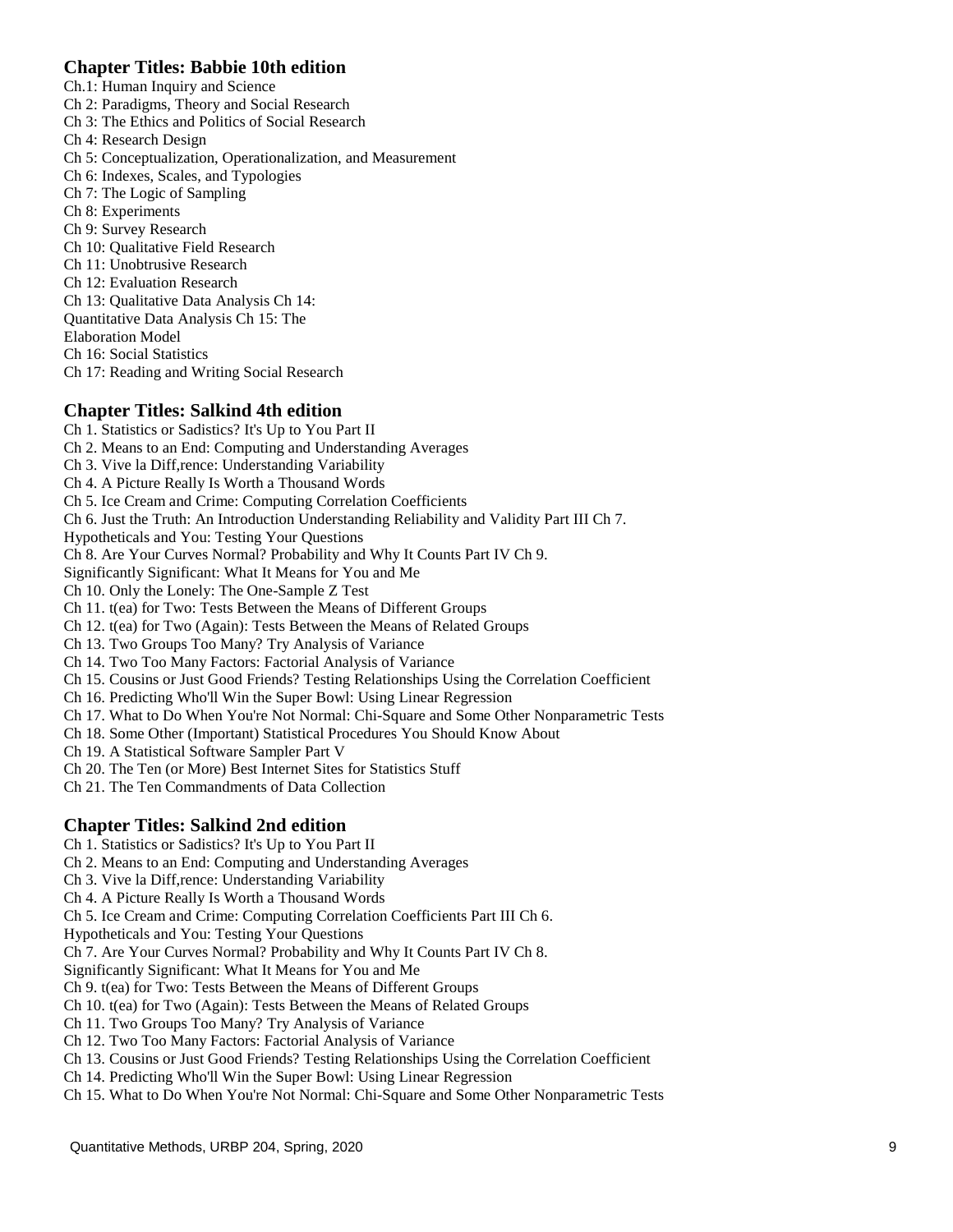### Chapter Titles: Babbie 10th edition

Ch.1: Human Inquiry and Science
Ch 2: Paradigms, Theory and Social Research
Ch 3: The Ethics and Politics of Social Research
Ch 4: Research Design
Ch 5: Conceptualization, Operationalization, and Measurement
Ch 6: Indexes, Scales, and Typologies
Ch 7: The Logic of Sampling
Ch 8: Experiments
Ch 9: Survey Research
Ch 10: Qualitative Field Research
Ch 11: Unobtrusive Research
Ch 12: Evaluation Research
Ch 13: Qualitative Data Analysis Ch 14:
Quantitative Data Analysis Ch 15: The
Elaboration Model
Ch 16: Social Statistics
Ch 17: Reading and Writing Social Research

### Chapter Titles: Salkind 4th edition

Ch 1. Statistics or Sadistics? It's Up to You Part II
Ch 2. Means to an End: Computing and Understanding Averages
Ch 3. Vive la Diff,rence: Understanding Variability
Ch 4. A Picture Really Is Worth a Thousand Words
Ch 5. Ice Cream and Crime: Computing Correlation Coefficients
Ch 6. Just the Truth: An Introduction Understanding Reliability and Validity Part III Ch 7.
Hypotheticals and You: Testing Your Questions
Ch 8. Are Your Curves Normal? Probability and Why It Counts Part IV Ch 9.
Significantly Significant: What It Means for You and Me
Ch 10. Only the Lonely: The One-Sample Z Test
Ch 11. t(ea) for Two: Tests Between the Means of Different Groups
Ch 12. t(ea) for Two (Again): Tests Between the Means of Related Groups
Ch 13. Two Groups Too Many? Try Analysis of Variance
Ch 14. Two Too Many Factors: Factorial Analysis of Variance
Ch 15. Cousins or Just Good Friends? Testing Relationships Using the Correlation Coefficient
Ch 16. Predicting Who'll Win the Super Bowl: Using Linear Regression
Ch 17. What to Do When You're Not Normal: Chi-Square and Some Other Nonparametric Tests
Ch 18. Some Other (Important) Statistical Procedures You Should Know About
Ch 19. A Statistical Software Sampler Part V
Ch 20. The Ten (or More) Best Internet Sites for Statistics Stuff
Ch 21. The Ten Commandments of Data Collection

### Chapter Titles: Salkind 2nd edition

Ch 1. Statistics or Sadistics? It's Up to You Part II
Ch 2. Means to an End: Computing and Understanding Averages
Ch 3. Vive la Diff,rence: Understanding Variability
Ch 4. A Picture Really Is Worth a Thousand Words
Ch 5. Ice Cream and Crime: Computing Correlation Coefficients Part III Ch 6.
Hypotheticals and You: Testing Your Questions
Ch 7. Are Your Curves Normal? Probability and Why It Counts Part IV Ch 8.
Significantly Significant: What It Means for You and Me
Ch 9. t(ea) for Two: Tests Between the Means of Different Groups
Ch 10. t(ea) for Two (Again): Tests Between the Means of Related Groups
Ch 11. Two Groups Too Many? Try Analysis of Variance
Ch 12. Two Too Many Factors: Factorial Analysis of Variance
Ch 13. Cousins or Just Good Friends? Testing Relationships Using the Correlation Coefficient
Ch 14. Predicting Who'll Win the Super Bowl: Using Linear Regression
Ch 15. What to Do When You're Not Normal: Chi-Square and Some Other Nonparametric Tests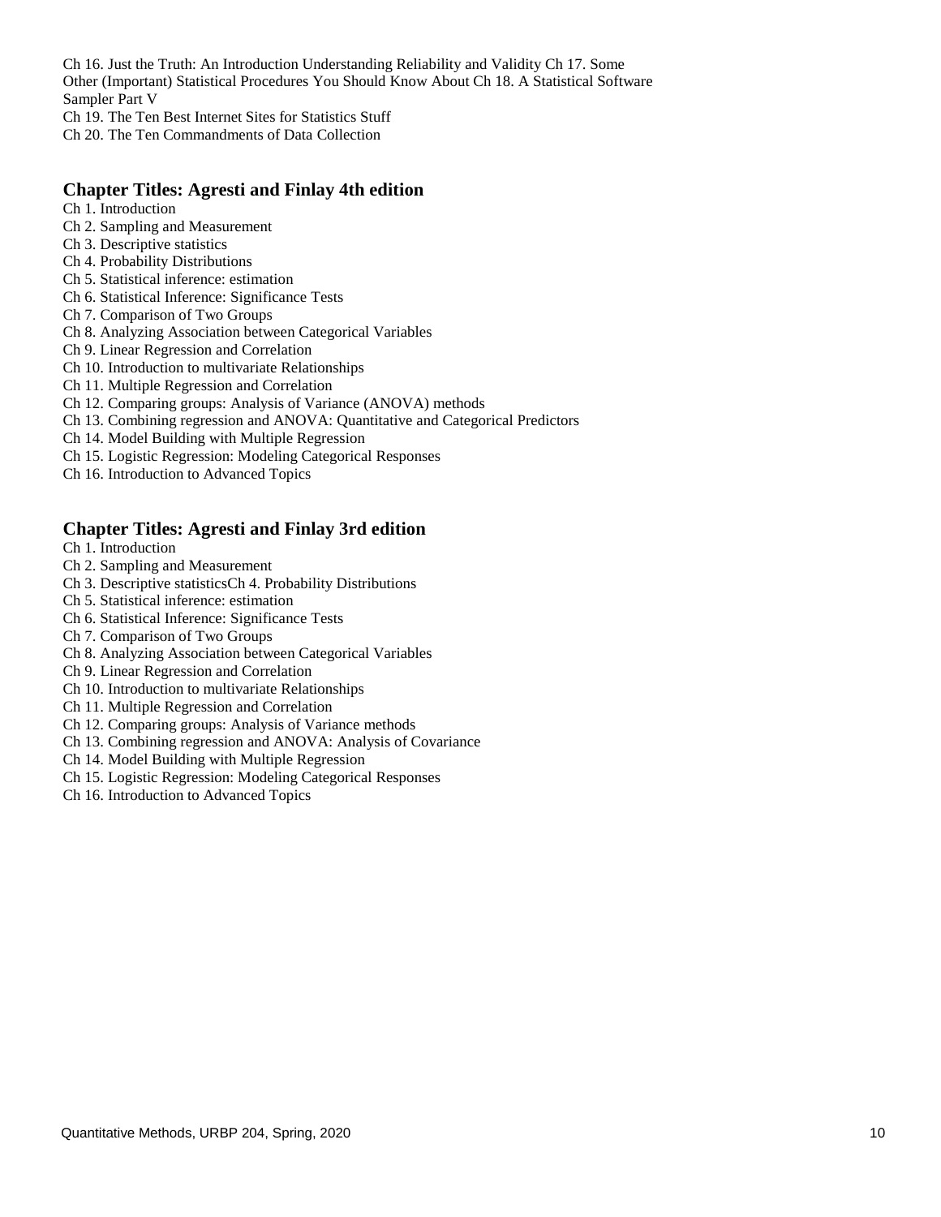Ch 16. Just the Truth: An Introduction Understanding Reliability and Validity Ch 17. Some Other (Important) Statistical Procedures You Should Know About Ch 18. A Statistical Software Sampler Part V

Ch 19. The Ten Best Internet Sites for Statistics Stuff

Ch 20. The Ten Commandments of Data Collection

## Chapter Titles: Agresti and Finlay 4th edition

Ch 1. Introduction
Ch 2. Sampling and Measurement
Ch 3. Descriptive statistics
Ch 4. Probability Distributions
Ch 5. Statistical inference: estimation
Ch 6. Statistical Inference: Significance Tests
Ch 7. Comparison of Two Groups
Ch 8. Analyzing Association between Categorical Variables
Ch 9. Linear Regression and Correlation
Ch 10. Introduction to multivariate Relationships
Ch 11. Multiple Regression and Correlation
Ch 12. Comparing groups: Analysis of Variance (ANOVA) methods
Ch 13. Combining regression and ANOVA: Quantitative and Categorical Predictors
Ch 14. Model Building with Multiple Regression
Ch 15. Logistic Regression: Modeling Categorical Responses
Ch 16. Introduction to Advanced Topics

## Chapter Titles: Agresti and Finlay 3rd edition

Ch 1. Introduction
Ch 2. Sampling and Measurement
Ch 3. Descriptive statisticsCh 4. Probability Distributions
Ch 5. Statistical inference: estimation
Ch 6. Statistical Inference: Significance Tests
Ch 7. Comparison of Two Groups
Ch 8. Analyzing Association between Categorical Variables
Ch 9. Linear Regression and Correlation
Ch 10. Introduction to multivariate Relationships
Ch 11. Multiple Regression and Correlation
Ch 12. Comparing groups: Analysis of Variance methods
Ch 13. Combining regression and ANOVA: Analysis of Covariance
Ch 14. Model Building with Multiple Regression
Ch 15. Logistic Regression: Modeling Categorical Responses
Ch 16. Introduction to Advanced Topics